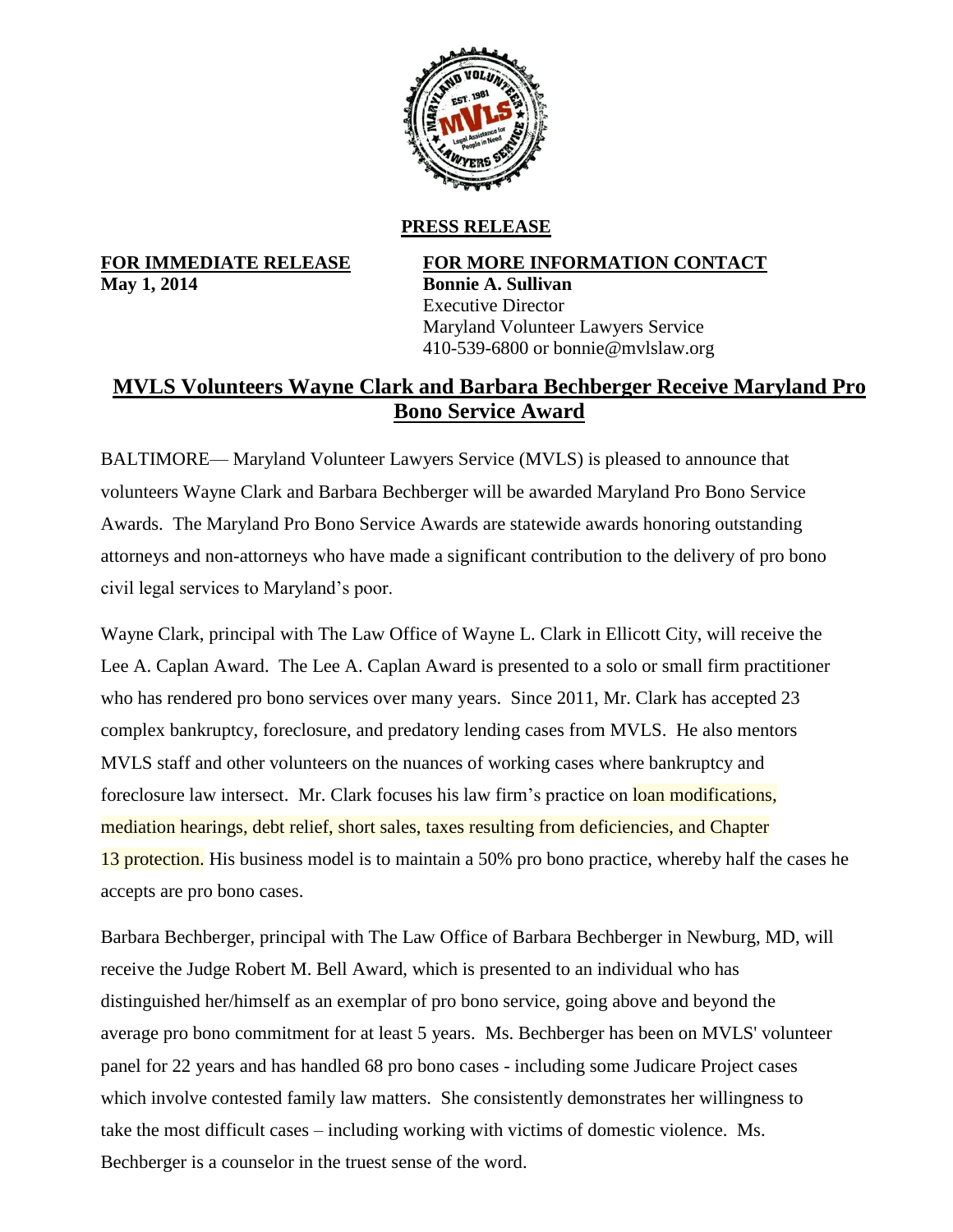**PRESS RELEASE**

**FOR IMMEDIATE RELEASE**
**May 1, 2014**

**FOR MORE INFORMATION CONTACT**
**Bonnie A. Sullivan**
Executive Director
Maryland Volunteer Lawyers Service
410-539-6800 or bonnie@mvlslaw.org

# MVLS Volunteers Wayne Clark and Barbara Bechberger Receive Maryland Pro Bono Service Award

BALTIMORE— Maryland Volunteer Lawyers Service (MVLS) is pleased to announce that volunteers Wayne Clark and Barbara Bechberger will be awarded Maryland Pro Bono Service Awards. The Maryland Pro Bono Service Awards are statewide awards honoring outstanding attorneys and non-attorneys who have made a significant contribution to the delivery of pro bono civil legal services to Maryland's poor.

Wayne Clark, principal with The Law Office of Wayne L. Clark in Ellicott City, will receive the Lee A. Caplan Award. The Lee A. Caplan Award is presented to a solo or small firm practitioner who has rendered pro bono services over many years. Since 2011, Mr. Clark has accepted 23 complex bankruptcy, foreclosure, and predatory lending cases from MVLS. He also mentors MVLS staff and other volunteers on the nuances of working cases where bankruptcy and foreclosure law intersect. Mr. Clark focuses his law firm's practice on loan modifications, mediation hearings, debt relief, short sales, taxes resulting from deficiencies, and Chapter 13 protection. His business model is to maintain a 50% pro bono practice, whereby half the cases he accepts are pro bono cases.

Barbara Bechberger, principal with The Law Office of Barbara Bechberger in Newburg, MD, will receive the Judge Robert M. Bell Award, which is presented to an individual who has distinguished her/himself as an exemplar of pro bono service, going above and beyond the average pro bono commitment for at least 5 years. Ms. Bechberger has been on MVLS' volunteer panel for 22 years and has handled 68 pro bono cases - including some Judicare Project cases which involve contested family law matters. She consistently demonstrates her willingness to take the most difficult cases – including working with victims of domestic violence. Ms. Bechberger is a counselor in the truest sense of the word.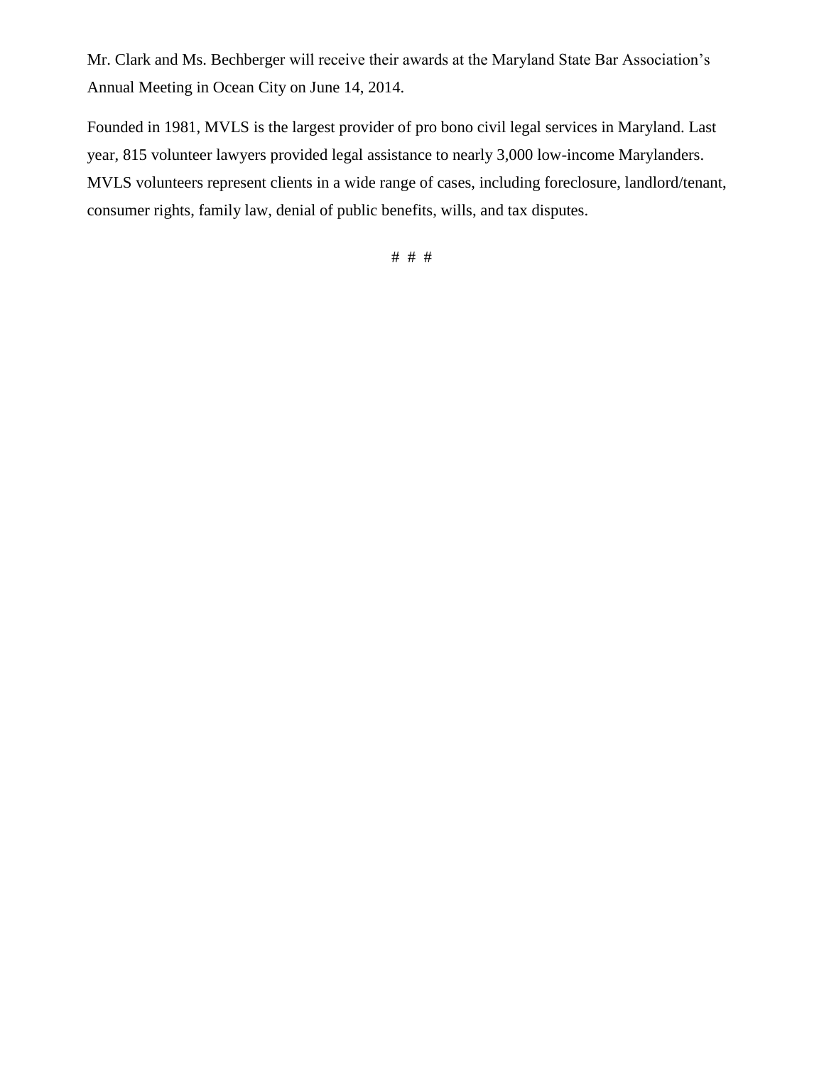Mr. Clark and Ms. Bechberger will receive their awards at the Maryland State Bar Association's Annual Meeting in Ocean City on June 14, 2014.

Founded in 1981, MVLS is the largest provider of pro bono civil legal services in Maryland. Last year, 815 volunteer lawyers provided legal assistance to nearly 3,000 low-income Marylanders. MVLS volunteers represent clients in a wide range of cases, including foreclosure, landlord/tenant, consumer rights, family law, denial of public benefits, wills, and tax disputes.

# # #